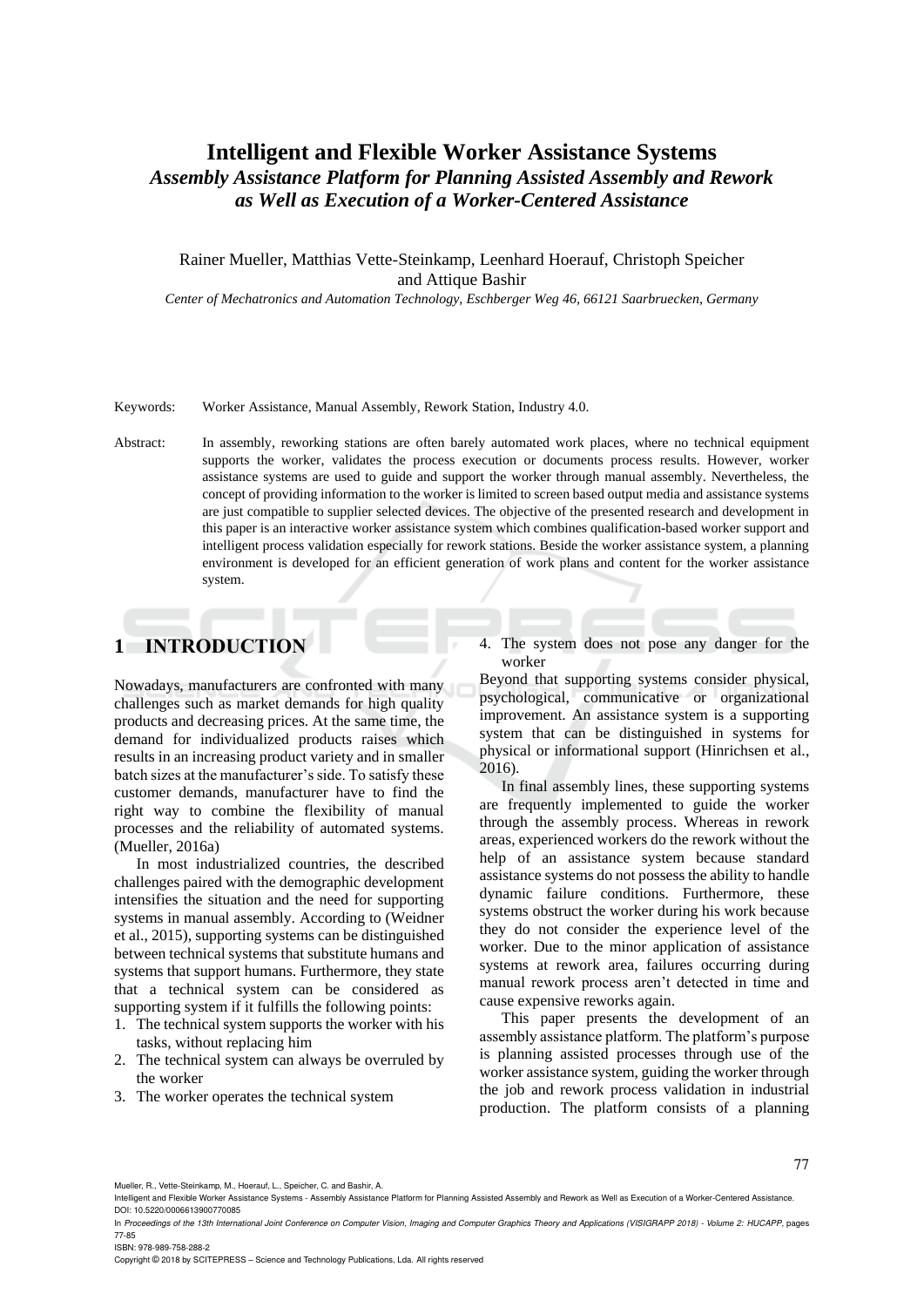# Intelligent and Flexible Worker Assistance Systems

## *Assembly Assistance Platform for Planning Assisted Assembly and Rework as Well as Execution of a Worker-Centered Assistance*

Rainer Mueller, Matthias Vette-Steinkamp, Leenhard Hoerauf, Christoph Speicher and Attique Bashir

*Center of Mechatronics and Automation Technology, Eschberger Weg 46, 66121 Saarbruecken, Germany*

Keywords: Worker Assistance, Manual Assembly, Rework Station, Industry 4.0.

Abstract: In assembly, reworking stations are often barely automated work places, where no technical equipment supports the worker, validates the process execution or documents process results. However, worker assistance systems are used to guide and support the worker through manual assembly. Nevertheless, the concept of providing information to the worker is limited to screen based output media and assistance systems are just compatible to supplier selected devices. The objective of the presented research and development in this paper is an interactive worker assistance system which combines qualification-based worker support and intelligent process validation especially for rework stations. Beside the worker assistance system, a planning environment is developed for an efficient generation of work plans and content for the worker assistance system.

## 1 INTRODUCTION

Nowadays, manufacturers are confronted with many challenges such as market demands for high quality products and decreasing prices. At the same time, the demand for individualized products raises which results in an increasing product variety and in smaller batch sizes at the manufacturer's side. To satisfy these customer demands, manufacturer have to find the right way to combine the flexibility of manual processes and the reliability of automated systems. (Mueller, 2016a)

In most industrialized countries, the described challenges paired with the demographic development intensifies the situation and the need for supporting systems in manual assembly. According to (Weidner et al., 2015), supporting systems can be distinguished between technical systems that substitute humans and systems that support humans. Furthermore, they state that a technical system can be considered as supporting system if it fulfills the following points:

1. The technical system supports the worker with his tasks, without replacing him
2. The technical system can always be overruled by the worker
3. The worker operates the technical system
4. The system does not pose any danger for the worker

Beyond that supporting systems consider physical, psychological, communicative or organizational improvement. An assistance system is a supporting system that can be distinguished in systems for physical or informational support (Hinrichsen et al., 2016).

In final assembly lines, these supporting systems are frequently implemented to guide the worker through the assembly process. Whereas in rework areas, experienced workers do the rework without the help of an assistance system because standard assistance systems do not possess the ability to handle dynamic failure conditions. Furthermore, these systems obstruct the worker during his work because they do not consider the experience level of the worker. Due to the minor application of assistance systems at rework area, failures occurring during manual rework process aren't detected in time and cause expensive reworks again.

This paper presents the development of an assembly assistance platform. The platform's purpose is planning assisted processes through use of the worker assistance system, guiding the worker through the job and rework process validation in industrial production. The platform consists of a planning

Mueller, R., Vette-Steinkamp, M., Hoerauf, L., Speicher, C. and Bashir, A.
Intelligent and Flexible Worker Assistance Systems - Assembly Assistance Platform for Planning Assisted Assembly and Rework as Well as Execution of a Worker-Centered Assistance.
DOI: 10.5220/0006613900770085
In *Proceedings of the 13th International Joint Conference on Computer Vision, Imaging and Computer Graphics Theory and Applications (VISIGRAPP 2018) - Volume 2: HUCAPP*, pages 77-85
ISBN: 978-989-758-288-2
Copyright © 2018 by SCITEPRESS – Science and Technology Publications, Lda. All rights reserved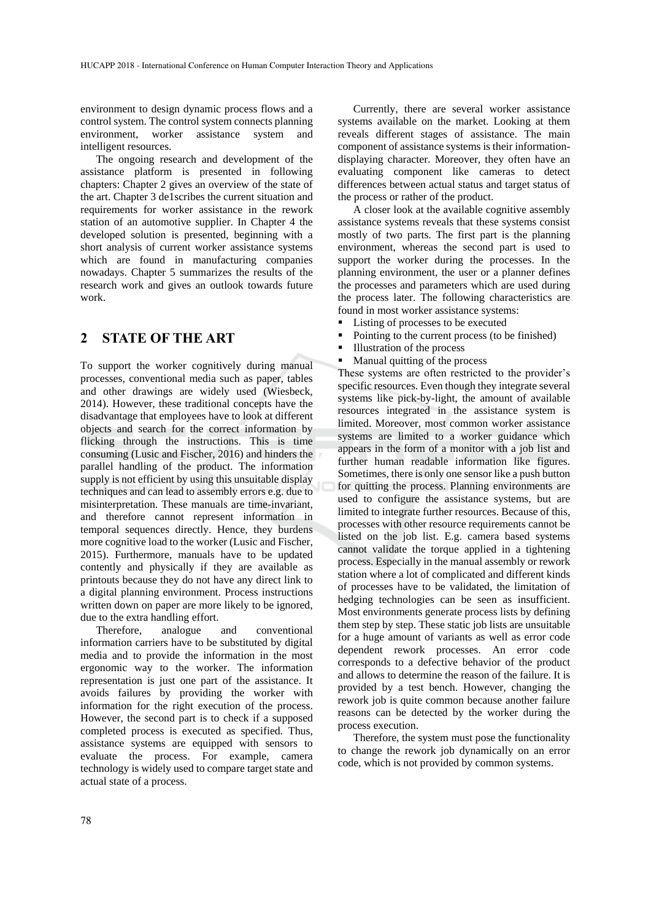environment to design dynamic process flows and a control system. The control system connects planning environment, worker assistance system and intelligent resources.

The ongoing research and development of the assistance platform is presented in following chapters: Chapter 2 gives an overview of the state of the art. Chapter 3 de1scribes the current situation and requirements for worker assistance in the rework station of an automotive supplier. In Chapter 4 the developed solution is presented, beginning with a short analysis of current worker assistance systems which are found in manufacturing companies nowadays. Chapter 5 summarizes the results of the research work and gives an outlook towards future work.

## 2 STATE OF THE ART

To support the worker cognitively during manual processes, conventional media such as paper, tables and other drawings are widely used (Wiesbeck, 2014). However, these traditional concepts have the disadvantage that employees have to look at different objects and search for the correct information by flicking through the instructions. This is time consuming (Lusic and Fischer, 2016) and hinders the parallel handling of the product. The information supply is not efficient by using this unsuitable display techniques and can lead to assembly errors e.g. due to misinterpretation. These manuals are time-invariant, and therefore cannot represent information in temporal sequences directly. Hence, they burdens more cognitive load to the worker (Lusic and Fischer, 2015). Furthermore, manuals have to be updated contently and physically if they are available as printouts because they do not have any direct link to a digital planning environment. Process instructions written down on paper are more likely to be ignored, due to the extra handling effort.

Therefore, analogue and conventional information carriers have to be substituted by digital media and to provide the information in the most ergonomic way to the worker. The information representation is just one part of the assistance. It avoids failures by providing the worker with information for the right execution of the process. However, the second part is to check if a supposed completed process is executed as specified. Thus, assistance systems are equipped with sensors to evaluate the process. For example, camera technology is widely used to compare target state and actual state of a process.

Currently, there are several worker assistance systems available on the market. Looking at them reveals different stages of assistance. The main component of assistance systems is their information-displaying character. Moreover, they often have an evaluating component like cameras to detect differences between actual status and target status of the process or rather of the product.

A closer look at the available cognitive assembly assistance systems reveals that these systems consist mostly of two parts. The first part is the planning environment, whereas the second part is used to support the worker during the processes. In the planning environment, the user or a planner defines the processes and parameters which are used during the process later. The following characteristics are found in most worker assistance systems:

- Listing of processes to be executed
- Pointing to the current process (to be finished)
- Illustration of the process
- Manual quitting of the process

These systems are often restricted to the provider's specific resources. Even though they integrate several systems like pick-by-light, the amount of available resources integrated in the assistance system is limited. Moreover, most common worker assistance systems are limited to a worker guidance which appears in the form of a monitor with a job list and further human readable information like figures. Sometimes, there is only one sensor like a push button for quitting the process. Planning environments are used to configure the assistance systems, but are limited to integrate further resources. Because of this, processes with other resource requirements cannot be listed on the job list. E.g. camera based systems cannot validate the torque applied in a tightening process. Especially in the manual assembly or rework station where a lot of complicated and different kinds of processes have to be validated, the limitation of hedging technologies can be seen as insufficient. Most environments generate process lists by defining them step by step. These static job lists are unsuitable for a huge amount of variants as well as error code dependent rework processes. An error code corresponds to a defective behavior of the product and allows to determine the reason of the failure. It is provided by a test bench. However, changing the rework job is quite common because another failure reasons can be detected by the worker during the process execution.

Therefore, the system must pose the functionality to change the rework job dynamically on an error code, which is not provided by common systems.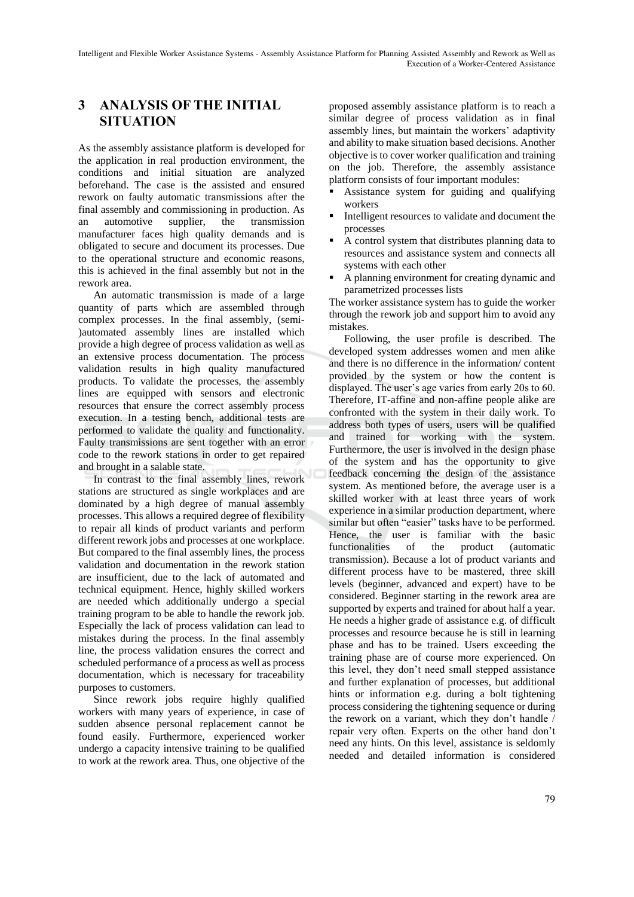## 3 ANALYSIS OF THE INITIAL SITUATION

As the assembly assistance platform is developed for the application in real production environment, the conditions and initial situation are analyzed beforehand. The case is the assisted and ensured rework on faulty automatic transmissions after the final assembly and commissioning in production. As an automotive supplier, the transmission manufacturer faces high quality demands and is obligated to secure and document its processes. Due to the operational structure and economic reasons, this is achieved in the final assembly but not in the rework area.

An automatic transmission is made of a large quantity of parts which are assembled through complex processes. In the final assembly, (semi-)automated assembly lines are installed which provide a high degree of process validation as well as an extensive process documentation. The process validation results in high quality manufactured products. To validate the processes, the assembly lines are equipped with sensors and electronic resources that ensure the correct assembly process execution. In a testing bench, additional tests are performed to validate the quality and functionality. Faulty transmissions are sent together with an error code to the rework stations in order to get repaired and brought in a salable state.

In contrast to the final assembly lines, rework stations are structured as single workplaces and are dominated by a high degree of manual assembly processes. This allows a required degree of flexibility to repair all kinds of product variants and perform different rework jobs and processes at one workplace. But compared to the final assembly lines, the process validation and documentation in the rework station are insufficient, due to the lack of automated and technical equipment. Hence, highly skilled workers are needed which additionally undergo a special training program to be able to handle the rework job. Especially the lack of process validation can lead to mistakes during the process. In the final assembly line, the process validation ensures the correct and scheduled performance of a process as well as process documentation, which is necessary for traceability purposes to customers.

Since rework jobs require highly qualified workers with many years of experience, in case of sudden absence personal replacement cannot be found easily. Furthermore, experienced worker undergo a capacity intensive training to be qualified to work at the rework area. Thus, one objective of the proposed assembly assistance platform is to reach a similar degree of process validation as in final assembly lines, but maintain the workers' adaptivity and ability to make situation based decisions. Another objective is to cover worker qualification and training on the job. Therefore, the assembly assistance platform consists of four important modules:

- Assistance system for guiding and qualifying workers
- Intelligent resources to validate and document the processes
- A control system that distributes planning data to resources and assistance system and connects all systems with each other
- A planning environment for creating dynamic and parametrized processes lists

The worker assistance system has to guide the worker through the rework job and support him to avoid any mistakes.

Following, the user profile is described. The developed system addresses women and men alike and there is no difference in the information/ content provided by the system or how the content is displayed. The user's age varies from early 20s to 60. Therefore, IT-affine and non-affine people alike are confronted with the system in their daily work. To address both types of users, users will be qualified and trained for working with the system. Furthermore, the user is involved in the design phase of the system and has the opportunity to give feedback concerning the design of the assistance system. As mentioned before, the average user is a skilled worker with at least three years of work experience in a similar production department, where similar but often "easier" tasks have to be performed. Hence, the user is familiar with the basic functionalities of the product (automatic transmission). Because a lot of product variants and different process have to be mastered, three skill levels (beginner, advanced and expert) have to be considered. Beginner starting in the rework area are supported by experts and trained for about half a year. He needs a higher grade of assistance e.g. of difficult processes and resource because he is still in learning phase and has to be trained. Users exceeding the training phase are of course more experienced. On this level, they don't need small stepped assistance and further explanation of processes, but additional hints or information e.g. during a bolt tightening process considering the tightening sequence or during the rework on a variant, which they don't handle / repair very often. Experts on the other hand don't need any hints. On this level, assistance is seldomly needed and detailed information is considered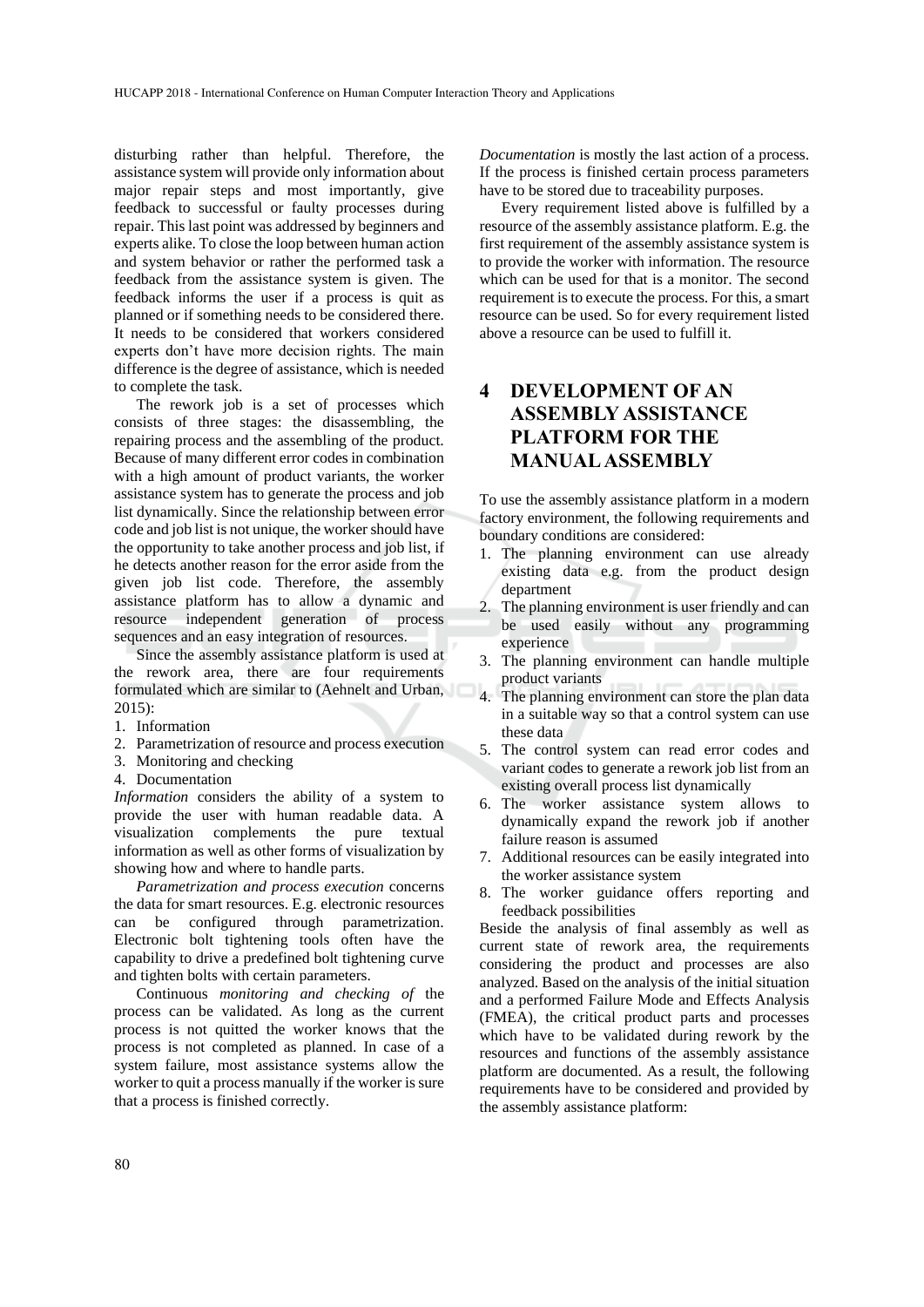disturbing rather than helpful. Therefore, the assistance system will provide only information about major repair steps and most importantly, give feedback to successful or faulty processes during repair. This last point was addressed by beginners and experts alike. To close the loop between human action and system behavior or rather the performed task a feedback from the assistance system is given. The feedback informs the user if a process is quit as planned or if something needs to be considered there. It needs to be considered that workers considered experts don't have more decision rights. The main difference is the degree of assistance, which is needed to complete the task.

The rework job is a set of processes which consists of three stages: the disassembling, the repairing process and the assembling of the product. Because of many different error codes in combination with a high amount of product variants, the worker assistance system has to generate the process and job list dynamically. Since the relationship between error code and job list is not unique, the worker should have the opportunity to take another process and job list, if he detects another reason for the error aside from the given job list code. Therefore, the assembly assistance platform has to allow a dynamic and resource independent generation of process sequences and an easy integration of resources.

Since the assembly assistance platform is used at the rework area, there are four requirements formulated which are similar to (Aehnelt and Urban, 2015):

1. Information
2. Parametrization of resource and process execution
3. Monitoring and checking
4. Documentation

*Information* considers the ability of a system to provide the user with human readable data. A visualization complements the pure textual information as well as other forms of visualization by showing how and where to handle parts.

*Parametrization and process execution* concerns the data for smart resources. E.g. electronic resources can be configured through parametrization. Electronic bolt tightening tools often have the capability to drive a predefined bolt tightening curve and tighten bolts with certain parameters.

Continuous *monitoring and checking of* the process can be validated. As long as the current process is not quitted the worker knows that the process is not completed as planned. In case of a system failure, most assistance systems allow the worker to quit a process manually if the worker is sure that a process is finished correctly.

*Documentation* is mostly the last action of a process. If the process is finished certain process parameters have to be stored due to traceability purposes.

Every requirement listed above is fulfilled by a resource of the assembly assistance platform. E.g. the first requirement of the assembly assistance system is to provide the worker with information. The resource which can be used for that is a monitor. The second requirement is to execute the process. For this, a smart resource can be used. So for every requirement listed above a resource can be used to fulfill it.

# 4 DEVELOPMENT OF AN ASSEMBLY ASSISTANCE PLATFORM FOR THE MANUAL ASSEMBLY

To use the assembly assistance platform in a modern factory environment, the following requirements and boundary conditions are considered:

1. The planning environment can use already existing data e.g. from the product design department
2. The planning environment is user friendly and can be used easily without any programming experience
3. The planning environment can handle multiple product variants
4. The planning environment can store the plan data in a suitable way so that a control system can use these data
5. The control system can read error codes and variant codes to generate a rework job list from an existing overall process list dynamically
6. The worker assistance system allows to dynamically expand the rework job if another failure reason is assumed
7. Additional resources can be easily integrated into the worker assistance system
8. The worker guidance offers reporting and feedback possibilities

Beside the analysis of final assembly as well as current state of rework area, the requirements considering the product and processes are also analyzed. Based on the analysis of the initial situation and a performed Failure Mode and Effects Analysis (FMEA), the critical product parts and processes which have to be validated during rework by the resources and functions of the assembly assistance platform are documented. As a result, the following requirements have to be considered and provided by the assembly assistance platform: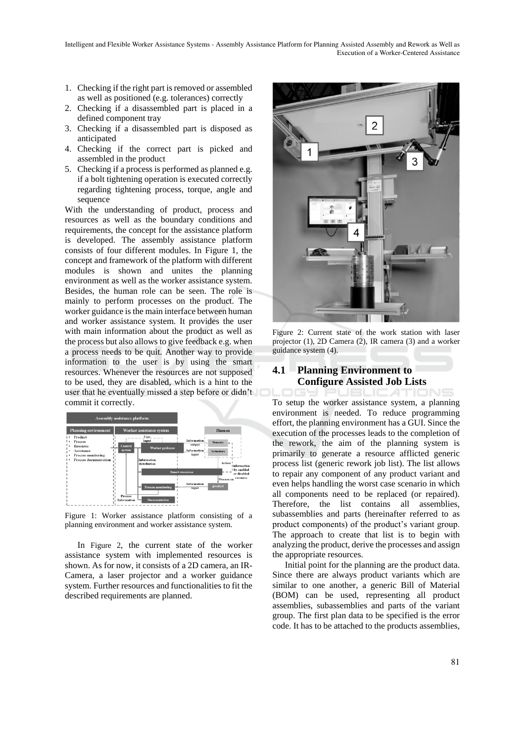1. Checking if the right part is removed or assembled as well as positioned (e.g. tolerances) correctly
2. Checking if a disassembled part is placed in a defined component tray
3. Checking if a disassembled part is disposed as anticipated
4. Checking if the correct part is picked and assembled in the product
5. Checking if a process is performed as planned e.g. if a bolt tightening operation is executed correctly regarding tightening process, torque, angle and sequence

With the understanding of product, process and resources as well as the boundary conditions and requirements, the concept for the assistance platform is developed. The assembly assistance platform consists of four different modules. In Figure 1, the concept and framework of the platform with different modules is shown and unites the planning environment as well as the worker assistance system. Besides, the human role can be seen. The role is mainly to perform processes on the product. The worker guidance is the main interface between human and worker assistance system. It provides the user with main information about the product as well as the process but also allows to give feedback e.g. when a process needs to be quit. Another way to provide information to the user is by using the smart resources. Whenever the resources are not supposed to be used, they are disabled, which is a hint to the user that he eventually missed a step before or didn't commit it correctly.

Figure 1: Worker assistance platform consisting of a planning environment and worker assistance system.

In Figure 2, the current state of the worker assistance system with implemented resources is shown. As for now, it consists of a 2D camera, an IR-Camera, a laser projector and a worker guidance system. Further resources and functionalities to fit the described requirements are planned.

Figure 2: Current state of the work station with laser projector (1), 2D Camera (2), IR camera (3) and a worker guidance system (4).

## 4.1 Planning Environment to Configure Assisted Job Lists

To setup the worker assistance system, a planning environment is needed. To reduce programming effort, the planning environment has a GUI. Since the execution of the processes leads to the completion of the rework, the aim of the planning system is primarily to generate a resource afflicted generic process list (generic rework job list). The list allows to repair any component of any product variant and even helps handling the worst case scenario in which all components need to be replaced (or repaired). Therefore, the list contains all assemblies, subassemblies and parts (hereinafter referred to as product components) of the product's variant group. The approach to create that list is to begin with analyzing the product, derive the processes and assign the appropriate resources.

Initial point for the planning are the product data. Since there are always product variants which are similar to one another, a generic Bill of Material (BOM) can be used, representing all product assemblies, subassemblies and parts of the variant group. The first plan data to be specified is the error code. It has to be attached to the products assemblies,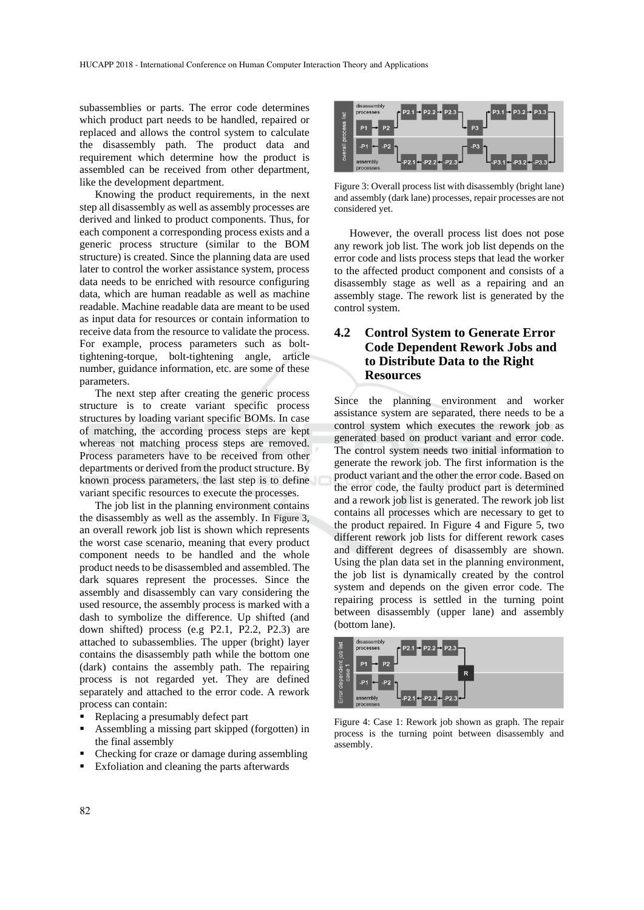subassemblies or parts. The error code determines which product part needs to be handled, repaired or replaced and allows the control system to calculate the disassembly path. The product data and requirement which determine how the product is assembled can be received from other department, like the development department.

Knowing the product requirements, in the next step all disassembly as well as assembly processes are derived and linked to product components. Thus, for each component a corresponding process exists and a generic process structure (similar to the BOM structure) is created. Since the planning data are used later to control the worker assistance system, process data needs to be enriched with resource configuring data, which are human readable as well as machine readable. Machine readable data are meant to be used as input data for resources or contain information to receive data from the resource to validate the process. For example, process parameters such as bolt-tightening-torque, bolt-tightening angle, article number, guidance information, etc. are some of these parameters.

The next step after creating the generic process structure is to create variant specific process structures by loading variant specific BOMs. In case of matching, the according process steps are kept whereas not matching process steps are removed. Process parameters have to be received from other departments or derived from the product structure. By known process parameters, the last step is to define variant specific resources to execute the processes.

The job list in the planning environment contains the disassembly as well as the assembly. In Figure 3, an overall rework job list is shown which represents the worst case scenario, meaning that every product component needs to be handled and the whole product needs to be disassembled and assembled. The dark squares represent the processes. Since the assembly and disassembly can vary considering the used resource, the assembly process is marked with a dash to symbolize the difference. Up shifted (and down shifted) process (e.g P2.1, P2.2, P2.3) are attached to subassemblies. The upper (bright) layer contains the disassembly path while the bottom one (dark) contains the assembly path. The repairing process is not regarded yet. They are defined separately and attached to the error code. A rework process can contain:

- Replacing a presumably defect part
- Assembling a missing part skipped (forgotten) in the final assembly
- Checking for craze or damage during assembling
- Exfoliation and cleaning the parts afterwards

Figure 3: Overall process list with disassembly (bright lane) and assembly (dark lane) processes, repair processes are not considered yet.

However, the overall process list does not pose any rework job list. The work job list depends on the error code and lists process steps that lead the worker to the affected product component and consists of a disassembly stage as well as a repairing and an assembly stage. The rework list is generated by the control system.

### 4.2 Control System to Generate Error Code Dependent Rework Jobs and to Distribute Data to the Right Resources

Since the planning environment and worker assistance system are separated, there needs to be a control system which executes the rework job as generated based on product variant and error code. The control system needs two initial information to generate the rework job. The first information is the product variant and the other the error code. Based on the error code, the faulty product part is determined and a rework job list is generated. The rework job list contains all processes which are necessary to get to the product repaired. In Figure 4 and Figure 5, two different rework job lists for different rework cases and different degrees of disassembly are shown. Using the plan data set in the planning environment, the job list is dynamically created by the control system and depends on the given error code. The repairing process is settled in the turning point between disassembly (upper lane) and assembly (bottom lane).

Figure 4: Case 1: Rework job shown as graph. The repair process is the turning point between disassembly and assembly.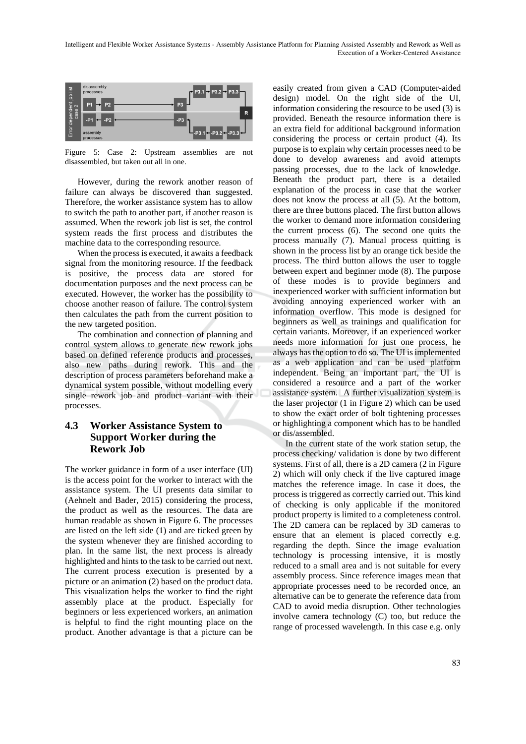Figure 5: Case 2: Upstream assemblies are not disassembled, but taken out all in one.

However, during the rework another reason of failure can always be discovered than suggested. Therefore, the worker assistance system has to allow to switch the path to another part, if another reason is assumed. When the rework job list is set, the control system reads the first process and distributes the machine data to the corresponding resource.

When the process is executed, it awaits a feedback signal from the monitoring resource. If the feedback is positive, the process data are stored for documentation purposes and the next process can be executed. However, the worker has the possibility to choose another reason of failure. The control system then calculates the path from the current position to the new targeted position.

The combination and connection of planning and control system allows to generate new rework jobs based on defined reference products and processes, also new paths during rework. This and the description of process parameters beforehand make a dynamical system possible, without modelling every single rework job and product variant with their processes.

### 4.3 Worker Assistance System to Support Worker during the Rework Job

The worker guidance in form of a user interface (UI) is the access point for the worker to interact with the assistance system. The UI presents data similar to (Aehnelt and Bader, 2015) considering the process, the product as well as the resources. The data are human readable as shown in Figure 6. The processes are listed on the left side (1) and are ticked green by the system whenever they are finished according to plan. In the same list, the next process is already highlighted and hints to the task to be carried out next. The current process execution is presented by a picture or an animation (2) based on the product data. This visualization helps the worker to find the right assembly place at the product. Especially for beginners or less experienced workers, an animation is helpful to find the right mounting place on the product. Another advantage is that a picture can be easily created from given a CAD (Computer-aided design) model. On the right side of the UI, information considering the resource to be used (3) is provided. Beneath the resource information there is an extra field for additional background information considering the process or certain product (4). Its purpose is to explain why certain processes need to be done to develop awareness and avoid attempts passing processes, due to the lack of knowledge. Beneath the product part, there is a detailed explanation of the process in case that the worker does not know the process at all (5). At the bottom, there are three buttons placed. The first button allows the worker to demand more information considering the current process (6). The second one quits the process manually (7). Manual process quitting is shown in the process list by an orange tick beside the process. The third button allows the user to toggle between expert and beginner mode (8). The purpose of these modes is to provide beginners and inexperienced worker with sufficient information but avoiding annoying experienced worker with an information overflow. This mode is designed for beginners as well as trainings and qualification for certain variants. Moreover, if an experienced worker needs more information for just one process, he always has the option to do so. The UI is implemented as a web application and can be used platform independent. Being an important part, the UI is considered a resource and a part of the worker assistance system. A further visualization system is the laser projector (1 in Figure 2) which can be used to show the exact order of bolt tightening processes or highlighting a component which has to be handled or dis/assembled.

In the current state of the work station setup, the process checking/ validation is done by two different systems. First of all, there is a 2D camera (2 in Figure 2) which will only check if the live captured image matches the reference image. In case it does, the process is triggered as correctly carried out. This kind of checking is only applicable if the monitored product property is limited to a completeness control. The 2D camera can be replaced by 3D cameras to ensure that an element is placed correctly e.g. regarding the depth. Since the image evaluation technology is processing intensive, it is mostly reduced to a small area and is not suitable for every assembly process. Since reference images mean that appropriate processes need to be recorded once, an alternative can be to generate the reference data from CAD to avoid media disruption. Other technologies involve camera technology (C) too, but reduce the range of processed wavelength. In this case e.g. only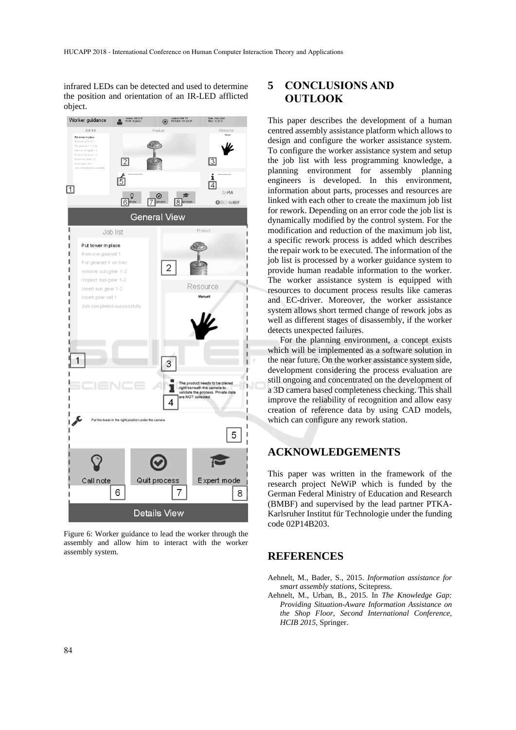infrared LEDs can be detected and used to determine the position and orientation of an IR-LED afflicted object.

Figure 6: Worker guidance to lead the worker through the assembly and allow him to interact with the worker assembly system.

## 5 CONCLUSIONS AND OUTLOOK

This paper describes the development of a human centred assembly assistance platform which allows to design and configure the worker assistance system. To configure the worker assistance system and setup the job list with less programming knowledge, a planning environment for assembly planning engineers is developed. In this environment, information about parts, processes and resources are linked with each other to create the maximum job list for rework. Depending on an error code the job list is dynamically modified by the control system. For the modification and reduction of the maximum job list, a specific rework process is added which describes the repair work to be executed. The information of the job list is processed by a worker guidance system to provide human readable information to the worker. The worker assistance system is equipped with resources to document process results like cameras and EC-driver. Moreover, the worker assistance system allows short termed change of rework jobs as well as different stages of disassembly, if the worker detects unexpected failures.

For the planning environment, a concept exists which will be implemented as a software solution in the near future. On the worker assistance system side, development considering the process evaluation are still ongoing and concentrated on the development of a 3D camera based completeness checking. This shall improve the reliability of recognition and allow easy creation of reference data by using CAD models, which can configure any rework station.

## ACKNOWLEDGEMENTS

This paper was written in the framework of the research project NeWiP which is funded by the German Federal Ministry of Education and Research (BMBF) and supervised by the lead partner PTKA-Karlsruher Institut für Technologie under the funding code 02P14B203.

## REFERENCES

Aehnelt, M., Bader, S., 2015. *Information assistance for smart assembly stations*, Scitepress.

Aehnelt, M., Urban, B., 2015. In *The Knowledge Gap: Providing Situation-Aware Information Assistance on the Shop Floor, Second International Conference, HCIB 2015*, Springer.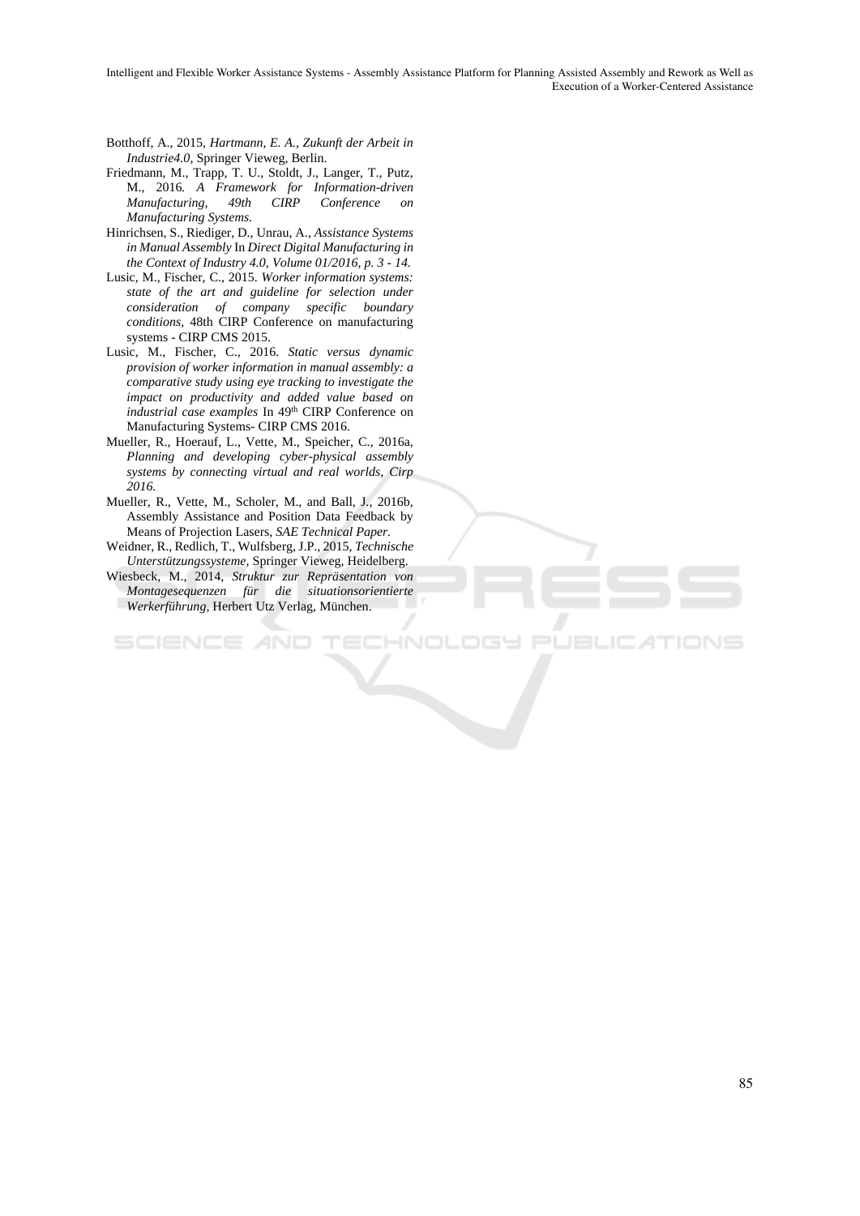Botthoff, A., 2015, *Hartmann, E. A., Zukunft der Arbeit in Industrie4.0,* Springer Vieweg, Berlin.

Friedmann, M., Trapp, T. U., Stoldt, J., Langer, T., Putz, M., 2016. *A Framework for Information-driven Manufacturing, 49th CIRP Conference on Manufacturing Systems.*

Hinrichsen, S., Riediger, D., Unrau, A., *Assistance Systems in Manual Assembly* In *Direct Digital Manufacturing in the Context of Industry 4.0, Volume 01/2016, p. 3 - 14.*

Lusic, M., Fischer, C., 2015. *Worker information systems: state of the art and guideline for selection under consideration of company specific boundary conditions,* 48th CIRP Conference on manufacturing systems - CIRP CMS 2015.

Lusic, M., Fischer, C., 2016. *Static versus dynamic provision of worker information in manual assembly: a comparative study using eye tracking to investigate the impact on productivity and added value based on industrial case examples* In 49[th] CIRP Conference on Manufacturing Systems- CIRP CMS 2016.

Mueller, R., Hoerauf, L., Vette, M., Speicher, C., 2016a, *Planning and developing cyber-physical assembly systems by connecting virtual and real worlds, Cirp 2016.*

Mueller, R., Vette, M., Scholer, M., and Ball, J., 2016b, Assembly Assistance and Position Data Feedback by Means of Projection Lasers, *SAE Technical Paper.*

Weidner, R., Redlich, T., Wulfsberg, J.P., 2015, *Technische Unterstützungssysteme,* Springer Vieweg, Heidelberg.

Wiesbeck, M., 2014, *Struktur zur Repräsentation von Montagesequenzen für die situationsorientierte Werkerführung,* Herbert Utz Verlag, München.